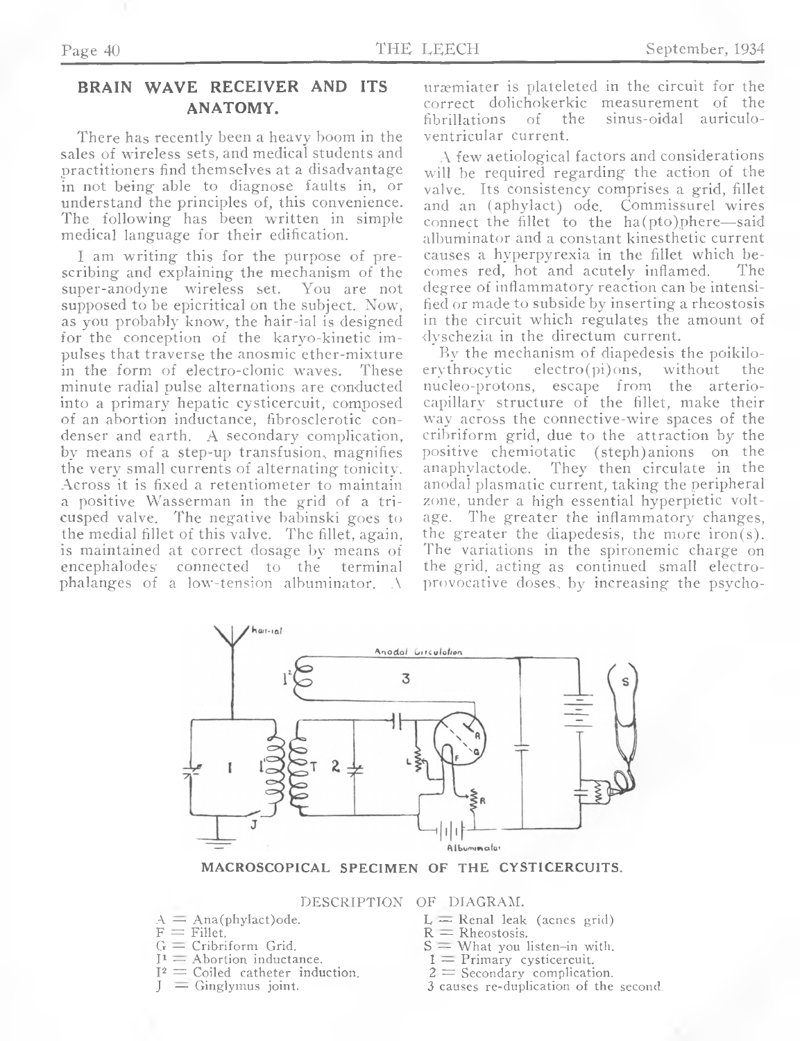## BRAIN WAVE RECEIVER AND ITS ANATOMY.

There has recently been a heavy boom in the sales of wireless sets, and medical students and practitioners find themselves at a disadvantage in not being able to diagnose faults in, or understand the principles of, this convenience. The following has been written in simple medical language for their edification.

I am writing this for the purpose of prescribing and explaining the mechanism of the super-anodyne wireless set. You are not supposed to be epicritical on the subject. Now, as you probably know, the hair-ial is designed for the conception of the karyo-kinetic impulses that traverse the anosmic ether-mixture in the form of electro-clonic waves. These minute radial pulse alternations are conducted into a primary hepatic cysticercuit, composed of an abortion inductance, fibrosclerotic condenser and earth. A secondary complication, by means of a step-up transfusion, magnifies the very small currents of alternating tonicity. Across it is fixed a retentiometer to maintain a positive Wasserman in the grid of a tricusped valve. The negative babinski goes to the medial fillet of this valve. The fillet, again, is maintained at correct dosage by means of encephalodes connected to the terminal phalanges of a low-tension albuminator. A uræmiater is plateleted in the circuit for the correct dolichokerkic measurement of the fibrillations of the sinus-oidal auriculo-ventricular current.

A few aetiological factors and considerations will be required regarding the action of the valve. Its consistency comprises a grid, fillet and an (aphylact) ode. Commissurel wires connect the fillet to the ha(pto)phere—said albuminator and a constant kinesthetic current causes a hyperpyrexia in the fillet which becomes red, hot and acutely inflamed. The degree of inflammatory reaction can be intensified or made to subside by inserting a rheostosis in the circuit which regulates the amount of dyschezia in the directum current.

By the mechanism of diapedesis the poikilo-erythrocytic electro(pi)ons, without the nucleo-protons, escape from the arterio-capillary structure of the fillet, make their way across the connective-wire spaces of the cribriform grid, due to the attraction by the positive chemiotatic (steph)anions on the anaphylactode. They then circulate in the anodal plasmatic current, taking the peripheral zone, under a high essential hyperpietic voltage. The greater the inflammatory changes, the greater the diapedesis, the more iron(s). The variations in the spironemic charge on the grid, acting as continued small electro-provocative doses, by increasing the psycho-

MACROSCOPICAL SPECIMEN OF THE CYSTICERCUITS.

DESCRIPTION OF DIAGRAM.

- A = Ana(phylact)ode.
- F = Fillet.
- G = Cribriform Grid.
- I[1] = Abortion inductance.
- I[2] = Coiled catheter induction.
- J = Ginglymus joint.
- L = Renal leak (acnes grid)
- R = Rheostosis.
- S = What you listen-in with.
- 1 = Primary cysticercuit.
- 2 = Secondary complication.
- 3 causes re-duplication of the second.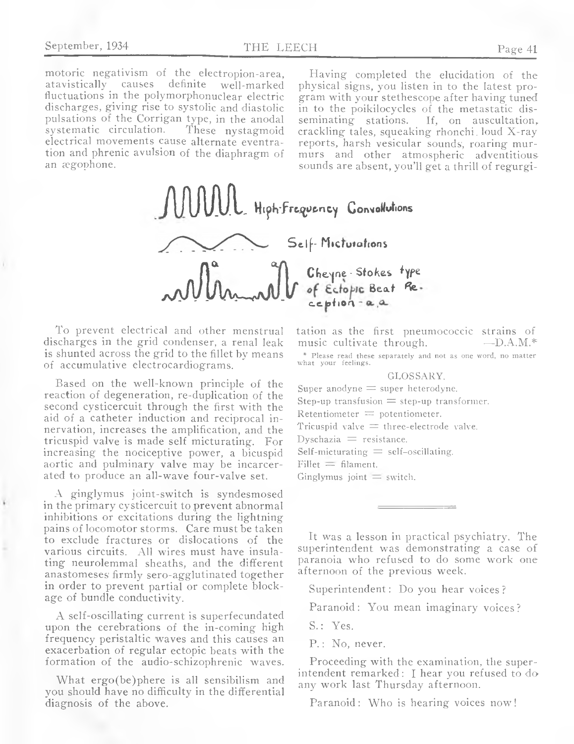motoric negativism of the electropion-area, atavistically causes definite well-marked fluctuations in the polymorphonuclear electric discharges, giving rise to systolic and diastolic pulsations of the Corrigan type, in the anodal systematic circulation. These nystagmoid electrical movements cause alternate eventration and phrenic avulsion of the diaphragm of an ægophone.

Having completed the elucidation of the physical signs, you listen in to the latest program with your stethescope after having tuned in to the poikilocycles of the metastatic disseminating stations. If, on auscultation, crackling tales, squeaking rhonchi, loud X-ray reports, harsh vesicular sounds, roaring murmurs and other atmospheric adventitious sounds are absent, you'll get a thrill of regurgitation as the first pneumococcic strains of music cultivate through. —D.A.M.*

High-Frequency Convolutions

Self-Micturations

a a

Cheyne-Stokes type of Ectopic Beat Reception - a, a

To prevent electrical and other menstrual discharges in the grid condenser, a renal leak is shunted across the grid to the fillet by means of accumulative electrocardiograms.

Based on the well-known principle of the reaction of degeneration, re-duplication of the second cysticercuit through the first with the aid of a catheter induction and reciprocal innervation, increases the amplification, and the tricuspid valve is made self micturating. For increasing the nociceptive power, a bicuspid aortic and pulminary valve may be incarcerated to produce an all-wave four-valve set.

A ginglymus joint-switch is syndesmosed in the primary cysticercuit to prevent abnormal inhibitions or excitations during the lightning pains of locomotor storms. Care must be taken to exclude fractures or dislocations of the various circuits. All wires must have insulating neurolemmal sheaths, and the different anastomeses firmly sero-agglutinated together in order to prevent partial or complete blockage of bundle conductivity.

A self-oscillating current is superfecundated upon the cerebrations of the in-coming high frequency peristaltic waves and this causes an exacerbation of regular ectopic beats with the formation of the audio-schizophrenic waves.

What ergo(be)phere is all sensibilism and you should have no difficulty in the differential diagnosis of the above.

\* Please read these separately and not as one word, no matter what your feelings.

GLOSSARY.

Super anodyne = super heterodyne.
Step-up transfusion = step-up transformer.
Retentiometer = potentiometer.
Tricuspid valve = three-electrode valve.
Dyschazia = resistance.
Self-micturating = self-oscillating.
Fillet = filament.
Ginglymus joint = switch.

---

It was a lesson in practical psychiatry. The superintendent was demonstrating a case of paranoia who refused to do some work one afternoon of the previous week.

Superintendent: Do you hear voices?

Paranoid: You mean imaginary voices?

S.: Yes.

P.: No, never.

Proceeding with the examination, the superintendent remarked: I hear you refused to do any work last Thursday afternoon.

Paranoid: Who is hearing voices now!